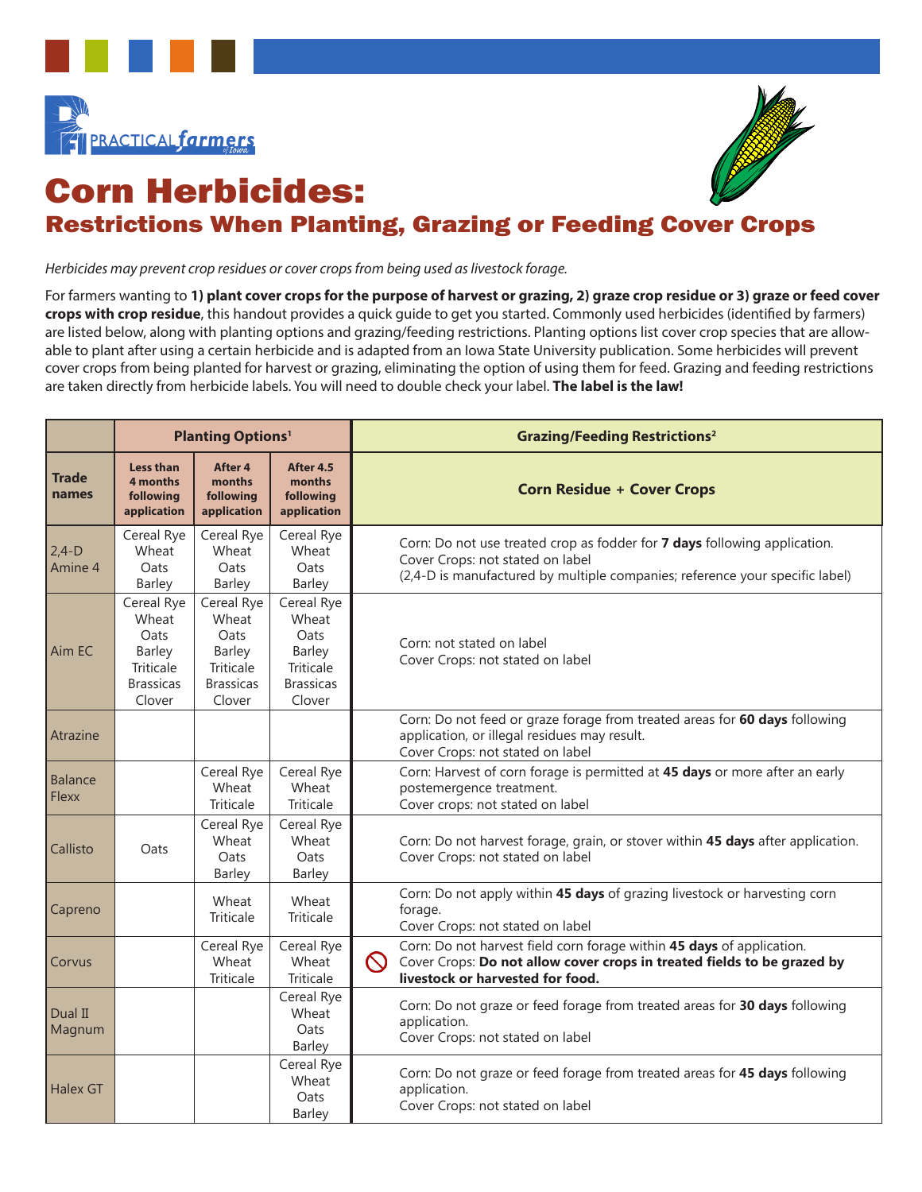PRACTICAL farmers of Iowa

# Corn Herbicides:

## Restrictions When Planting, Grazing or Feeding Cover Crops

*Herbicides may prevent crop residues or cover crops from being used as livestock forage.*

For farmers wanting to **1) plant cover crops for the purpose of harvest or grazing, 2) graze crop residue or 3) graze or feed cover crops with crop residue**, this handout provides a quick guide to get you started. Commonly used herbicides (identified by farmers) are listed below, along with planting options and grazing/feeding restrictions. Planting options list cover crop species that are allowable to plant after using a certain herbicide and is adapted from an Iowa State University publication. Some herbicides will prevent cover crops from being planted for harvest or grazing, eliminating the option of using them for feed. Grazing and feeding restrictions are taken directly from herbicide labels. You will need to double check your label. **The label is the law!**

| | Planting Options[1] | | | Grazing/Feeding Restrictions[2] |
|---|---|---|---|---|
| **Trade names** | **Less than 4 months following application** | **After 4 months following application** | **After 4.5 months following application** | **Corn Residue + Cover Crops** |
| 2,4-D Amine 4 | Cereal Rye, Wheat, Oats, Barley | Cereal Rye, Wheat, Oats, Barley | Cereal Rye, Wheat, Oats, Barley | Corn: Do not use treated crop as fodder for **7 days** following application. Cover Crops: not stated on label (2,4-D is manufactured by multiple companies; reference your specific label) |
| Aim EC | Cereal Rye, Wheat, Oats, Barley, Triticale, Brassicas, Clover | Cereal Rye, Wheat, Oats, Barley, Triticale, Brassicas, Clover | Cereal Rye, Wheat, Oats, Barley, Triticale, Brassicas, Clover | Corn: not stated on label Cover Crops: not stated on label |
| Atrazine | | | | Corn: Do not feed or graze forage from treated areas for **60 days** following application, or illegal residues may result. Cover Crops: not stated on label |
| Balance Flexx | | Cereal Rye, Wheat, Triticale | Cereal Rye, Wheat, Triticale | Corn: Harvest of corn forage is permitted at **45 days** or more after an early postemergence treatment. Cover crops: not stated on label |
| Callisto | Oats | Cereal Rye, Wheat, Oats, Barley | Cereal Rye, Wheat, Oats, Barley | Corn: Do not harvest forage, grain, or stover within **45 days** after application. Cover Crops: not stated on label |
| Capreno | | Wheat, Triticale | Wheat, Triticale | Corn: Do not apply within **45 days** of grazing livestock or harvesting corn forage. Cover Crops: not stated on label |
| Corvus | | Cereal Rye, Wheat, Triticale | Cereal Rye, Wheat, Triticale | ⃠ Corn: Do not harvest field corn forage within **45 days** of application. Cover Crops: **Do not allow cover crops in treated fields to be grazed by livestock or harvested for food.** |
| Dual II Magnum | | | Cereal Rye, Wheat, Oats, Barley | Corn: Do not graze or feed forage from treated areas for **30 days** following application. Cover Crops: not stated on label |
| Halex GT | | | Cereal Rye, Wheat, Oats, Barley | Corn: Do not graze or feed forage from treated areas for **45 days** following application. Cover Crops: not stated on label |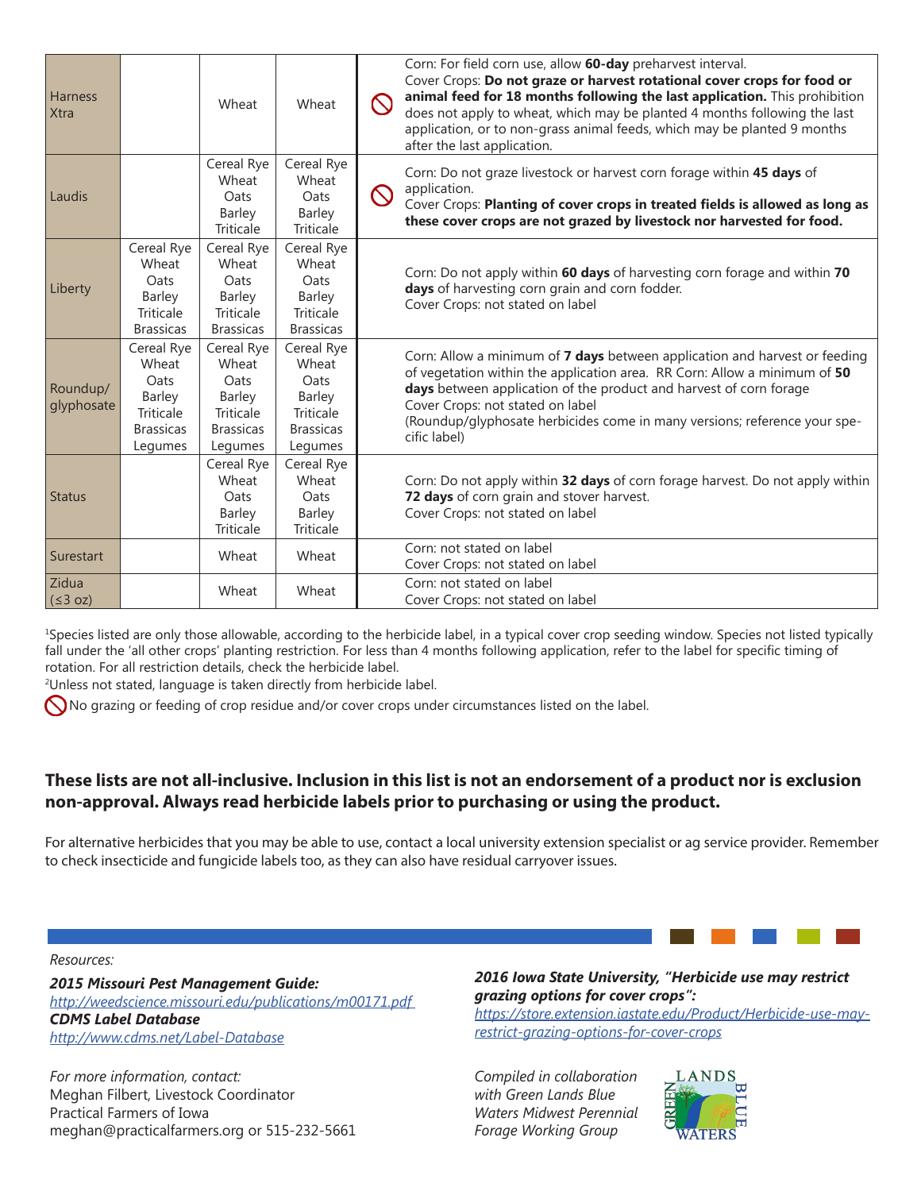| | | | | | |
|---|---|---|---|---|---|
| Harness Xtra | | Wheat | Wheat | ⃠ | Corn: For field corn use, allow **60-day** preharvest interval. Cover Crops: **Do not graze or harvest rotational cover crops for food or animal feed for 18 months following the last application.** This prohibition does not apply to wheat, which may be planted 4 months following the last application, or to non-grass animal feeds, which may be planted 9 months after the last application. |
| Laudis | | Cereal Rye Wheat Oats Barley Triticale | Cereal Rye Wheat Oats Barley Triticale | ⃠ | Corn: Do not graze livestock or harvest corn forage within **45 days** of application. Cover Crops: **Planting of cover crops in treated fields is allowed as long as these cover crops are not grazed by livestock nor harvested for food.** |
| Liberty | Cereal Rye Wheat Oats Barley Triticale Brassicas | Cereal Rye Wheat Oats Barley Triticale Brassicas | Cereal Rye Wheat Oats Barley Triticale Brassicas | | Corn: Do not apply within **60 days** of harvesting corn forage and within **70 days** of harvesting corn grain and corn fodder. Cover Crops: not stated on label |
| Roundup/ glyphosate | Cereal Rye Wheat Oats Barley Triticale Brassicas Legumes | Cereal Rye Wheat Oats Barley Triticale Brassicas Legumes | Cereal Rye Wheat Oats Barley Triticale Brassicas Legumes | | Corn: Allow a minimum of **7 days** between application and harvest or feeding of vegetation within the application area. RR Corn: Allow a minimum of **50 days** between application of the product and harvest of corn forage Cover Crops: not stated on label (Roundup/glyphosate herbicides come in many versions; reference your specific label) |
| Status | | Cereal Rye Wheat Oats Barley Triticale | Cereal Rye Wheat Oats Barley Triticale | | Corn: Do not apply within **32 days** of corn forage harvest. Do not apply within **72 days** of corn grain and stover harvest. Cover Crops: not stated on label |
| Surestart | | Wheat | Wheat | | Corn: not stated on label Cover Crops: not stated on label |
| Zidua (≤3 oz) | | Wheat | Wheat | | Corn: not stated on label Cover Crops: not stated on label |

[1]Species listed are only those allowable, according to the herbicide label, in a typical cover crop seeding window. Species not listed typically fall under the 'all other crops' planting restriction. For less than 4 months following application, refer to the label for specific timing of rotation. For all restriction details, check the herbicide label.

[2]Unless not stated, language is taken directly from herbicide label.

⃠ No grazing or feeding of crop residue and/or cover crops under circumstances listed on the label.

**These lists are not all-inclusive. Inclusion in this list is not an endorsement of a product nor is exclusion non-approval. Always read herbicide labels prior to purchasing or using the product.**

For alternative herbicides that you may be able to use, contact a local university extension specialist or ag service provider. Remember to check insecticide and fungicide labels too, as they can also have residual carryover issues.

*Resources:*

***2015 Missouri Pest Management Guide:***
http://weedscience.missouri.edu/publications/m00171.pdf

***CDMS Label Database***
http://www.cdms.net/Label-Database

***2016 Iowa State University, "Herbicide use may restrict grazing options for cover crops":***
https://store.extension.iastate.edu/Product/Herbicide-use-may-restrict-grazing-options-for-cover-crops

*For more information, contact:*
Meghan Filbert, Livestock Coordinator
Practical Farmers of Iowa
meghan@practicalfarmers.org or 515-232-5661

*Compiled in collaboration with Green Lands Blue Waters Midwest Perennial Forage Working Group*